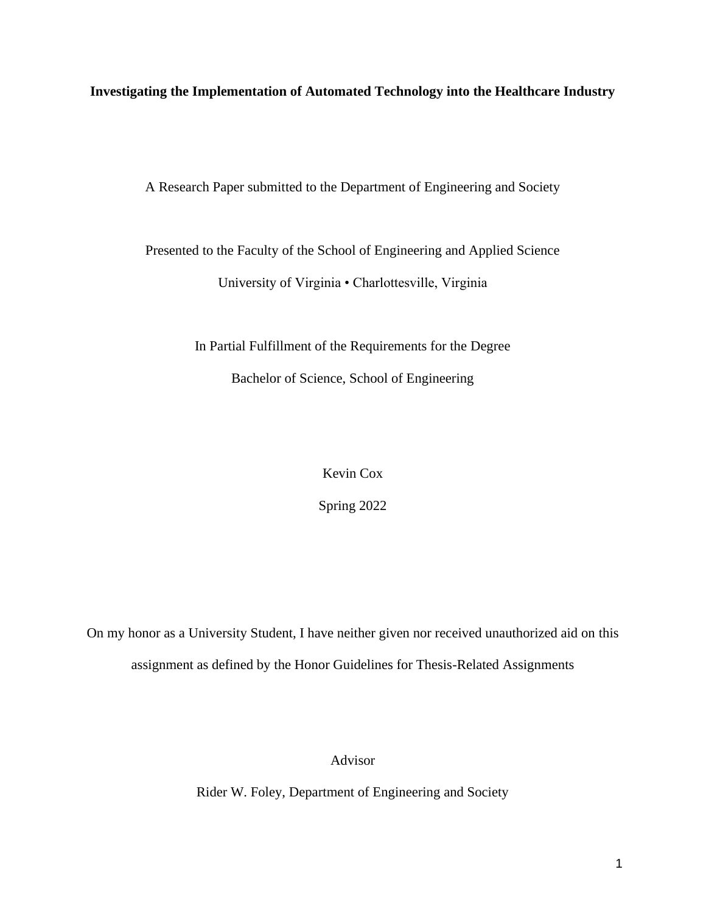**Investigating the Implementation of Automated Technology into the Healthcare Industry**

A Research Paper submitted to the Department of Engineering and Society

Presented to the Faculty of the School of Engineering and Applied Science

University of Virginia • Charlottesville, Virginia

In Partial Fulfillment of the Requirements for the Degree

Bachelor of Science, School of Engineering

Kevin Cox

Spring 2022

On my honor as a University Student, I have neither given nor received unauthorized aid on this assignment as defined by the Honor Guidelines for Thesis-Related Assignments

Advisor

Rider W. Foley, Department of Engineering and Society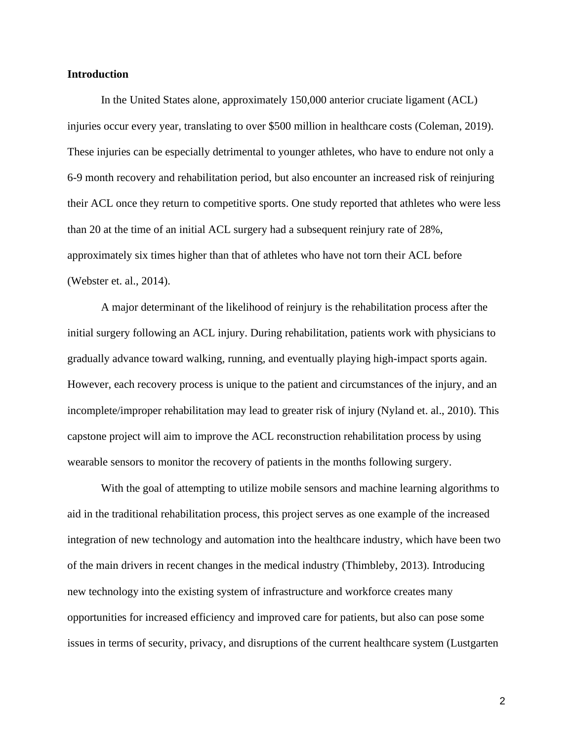## Introduction

In the United States alone, approximately 150,000 anterior cruciate ligament (ACL) injuries occur every year, translating to over $500 million in healthcare costs (Coleman, 2019). These injuries can be especially detrimental to younger athletes, who have to endure not only a 6-9 month recovery and rehabilitation period, but also encounter an increased risk of reinjuring their ACL once they return to competitive sports. One study reported that athletes who were less than 20 at the time of an initial ACL surgery had a subsequent reinjury rate of 28%, approximately six times higher than that of athletes who have not torn their ACL before (Webster et. al., 2014).

A major determinant of the likelihood of reinjury is the rehabilitation process after the initial surgery following an ACL injury. During rehabilitation, patients work with physicians to gradually advance toward walking, running, and eventually playing high-impact sports again. However, each recovery process is unique to the patient and circumstances of the injury, and an incomplete/improper rehabilitation may lead to greater risk of injury (Nyland et. al., 2010). This capstone project will aim to improve the ACL reconstruction rehabilitation process by using wearable sensors to monitor the recovery of patients in the months following surgery.

With the goal of attempting to utilize mobile sensors and machine learning algorithms to aid in the traditional rehabilitation process, this project serves as one example of the increased integration of new technology and automation into the healthcare industry, which have been two of the main drivers in recent changes in the medical industry (Thimbleby, 2013). Introducing new technology into the existing system of infrastructure and workforce creates many opportunities for increased efficiency and improved care for patients, but also can pose some issues in terms of security, privacy, and disruptions of the current healthcare system (Lustgarten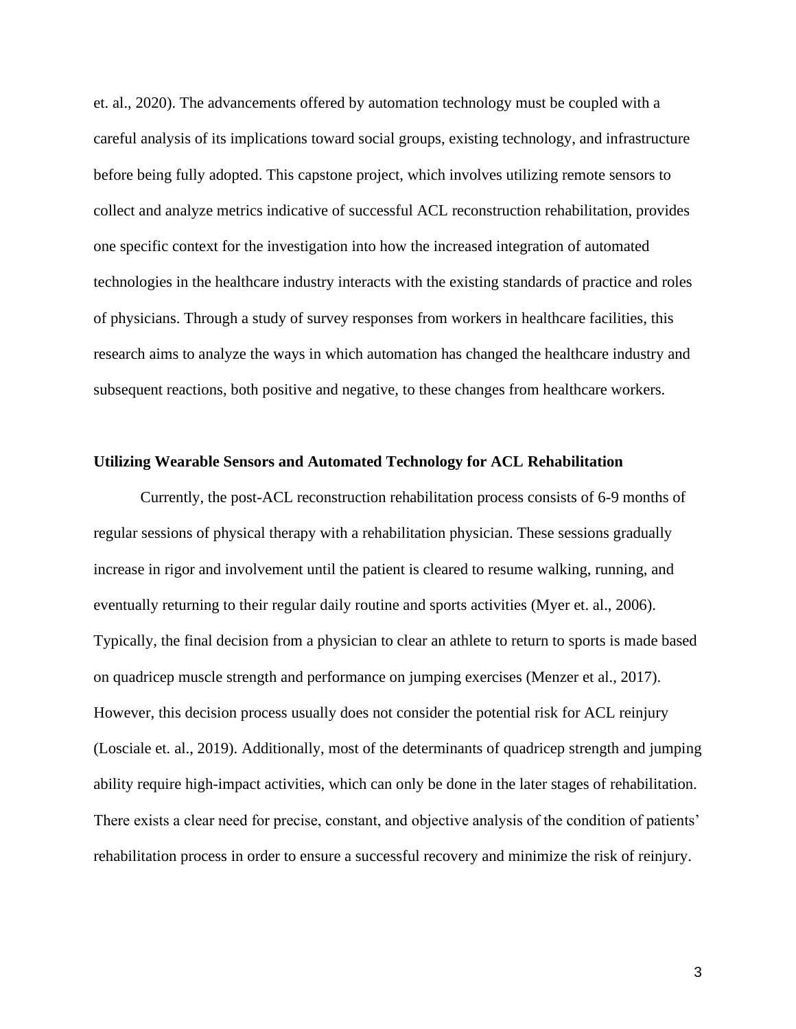et. al., 2020). The advancements offered by automation technology must be coupled with a careful analysis of its implications toward social groups, existing technology, and infrastructure before being fully adopted. This capstone project, which involves utilizing remote sensors to collect and analyze metrics indicative of successful ACL reconstruction rehabilitation, provides one specific context for the investigation into how the increased integration of automated technologies in the healthcare industry interacts with the existing standards of practice and roles of physicians. Through a study of survey responses from workers in healthcare facilities, this research aims to analyze the ways in which automation has changed the healthcare industry and subsequent reactions, both positive and negative, to these changes from healthcare workers.

**Utilizing Wearable Sensors and Automated Technology for ACL Rehabilitation**

Currently, the post-ACL reconstruction rehabilitation process consists of 6-9 months of regular sessions of physical therapy with a rehabilitation physician. These sessions gradually increase in rigor and involvement until the patient is cleared to resume walking, running, and eventually returning to their regular daily routine and sports activities (Myer et. al., 2006). Typically, the final decision from a physician to clear an athlete to return to sports is made based on quadricep muscle strength and performance on jumping exercises (Menzer et al., 2017). However, this decision process usually does not consider the potential risk for ACL reinjury (Losciale et. al., 2019). Additionally, most of the determinants of quadricep strength and jumping ability require high-impact activities, which can only be done in the later stages of rehabilitation. There exists a clear need for precise, constant, and objective analysis of the condition of patients' rehabilitation process in order to ensure a successful recovery and minimize the risk of reinjury.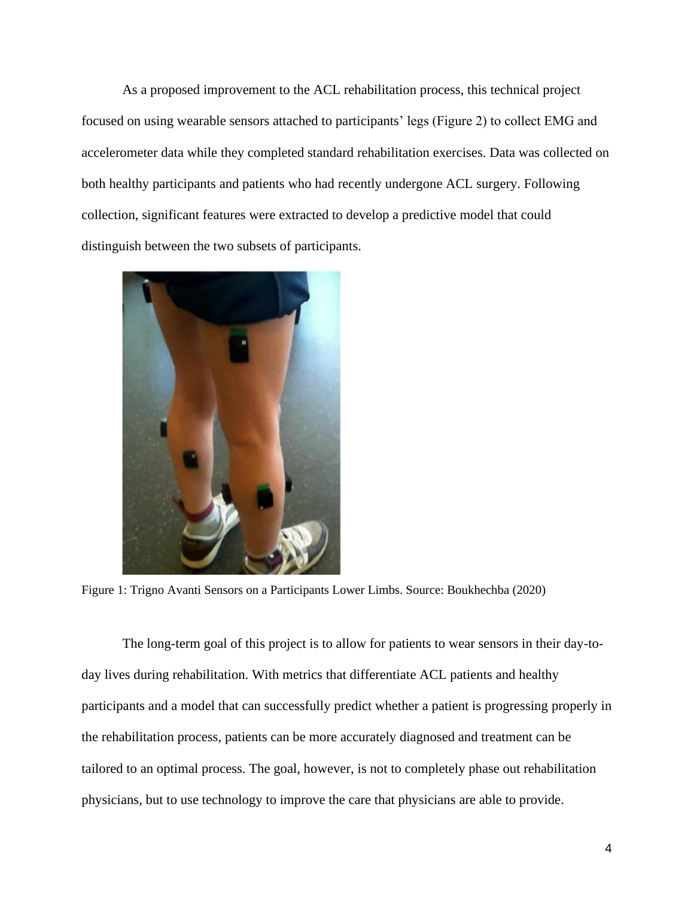As a proposed improvement to the ACL rehabilitation process, this technical project focused on using wearable sensors attached to participants' legs (Figure 2) to collect EMG and accelerometer data while they completed standard rehabilitation exercises. Data was collected on both healthy participants and patients who had recently undergone ACL surgery. Following collection, significant features were extracted to develop a predictive model that could distinguish between the two subsets of participants.

Figure 1: Trigno Avanti Sensors on a Participants Lower Limbs. Source: Boukhechba (2020)

The long-term goal of this project is to allow for patients to wear sensors in their day-to-day lives during rehabilitation. With metrics that differentiate ACL patients and healthy participants and a model that can successfully predict whether a patient is progressing properly in the rehabilitation process, patients can be more accurately diagnosed and treatment can be tailored to an optimal process. The goal, however, is not to completely phase out rehabilitation physicians, but to use technology to improve the care that physicians are able to provide.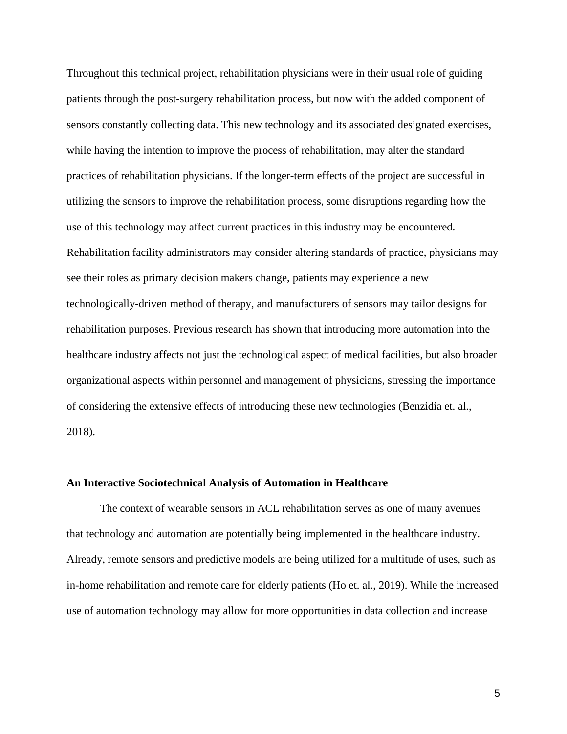Throughout this technical project, rehabilitation physicians were in their usual role of guiding patients through the post-surgery rehabilitation process, but now with the added component of sensors constantly collecting data. This new technology and its associated designated exercises, while having the intention to improve the process of rehabilitation, may alter the standard practices of rehabilitation physicians. If the longer-term effects of the project are successful in utilizing the sensors to improve the rehabilitation process, some disruptions regarding how the use of this technology may affect current practices in this industry may be encountered. Rehabilitation facility administrators may consider altering standards of practice, physicians may see their roles as primary decision makers change, patients may experience a new technologically-driven method of therapy, and manufacturers of sensors may tailor designs for rehabilitation purposes. Previous research has shown that introducing more automation into the healthcare industry affects not just the technological aspect of medical facilities, but also broader organizational aspects within personnel and management of physicians, stressing the importance of considering the extensive effects of introducing these new technologies (Benzidia et. al., 2018).

### An Interactive Sociotechnical Analysis of Automation in Healthcare

The context of wearable sensors in ACL rehabilitation serves as one of many avenues that technology and automation are potentially being implemented in the healthcare industry. Already, remote sensors and predictive models are being utilized for a multitude of uses, such as in-home rehabilitation and remote care for elderly patients (Ho et. al., 2019). While the increased use of automation technology may allow for more opportunities in data collection and increase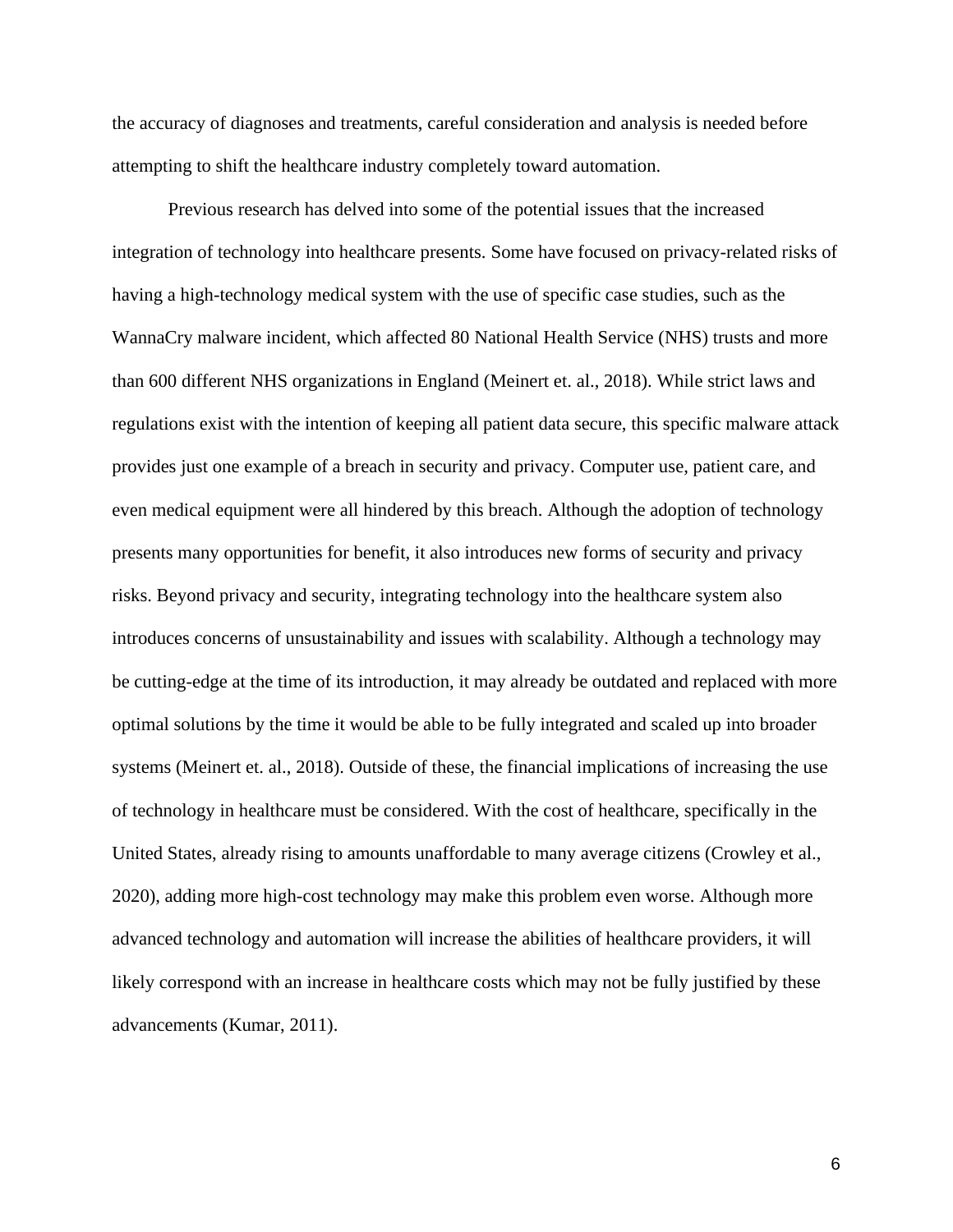the accuracy of diagnoses and treatments, careful consideration and analysis is needed before attempting to shift the healthcare industry completely toward automation.

Previous research has delved into some of the potential issues that the increased integration of technology into healthcare presents. Some have focused on privacy-related risks of having a high-technology medical system with the use of specific case studies, such as the WannaCry malware incident, which affected 80 National Health Service (NHS) trusts and more than 600 different NHS organizations in England (Meinert et. al., 2018). While strict laws and regulations exist with the intention of keeping all patient data secure, this specific malware attack provides just one example of a breach in security and privacy. Computer use, patient care, and even medical equipment were all hindered by this breach. Although the adoption of technology presents many opportunities for benefit, it also introduces new forms of security and privacy risks. Beyond privacy and security, integrating technology into the healthcare system also introduces concerns of unsustainability and issues with scalability. Although a technology may be cutting-edge at the time of its introduction, it may already be outdated and replaced with more optimal solutions by the time it would be able to be fully integrated and scaled up into broader systems (Meinert et. al., 2018). Outside of these, the financial implications of increasing the use of technology in healthcare must be considered. With the cost of healthcare, specifically in the United States, already rising to amounts unaffordable to many average citizens (Crowley et al., 2020), adding more high-cost technology may make this problem even worse. Although more advanced technology and automation will increase the abilities of healthcare providers, it will likely correspond with an increase in healthcare costs which may not be fully justified by these advancements (Kumar, 2011).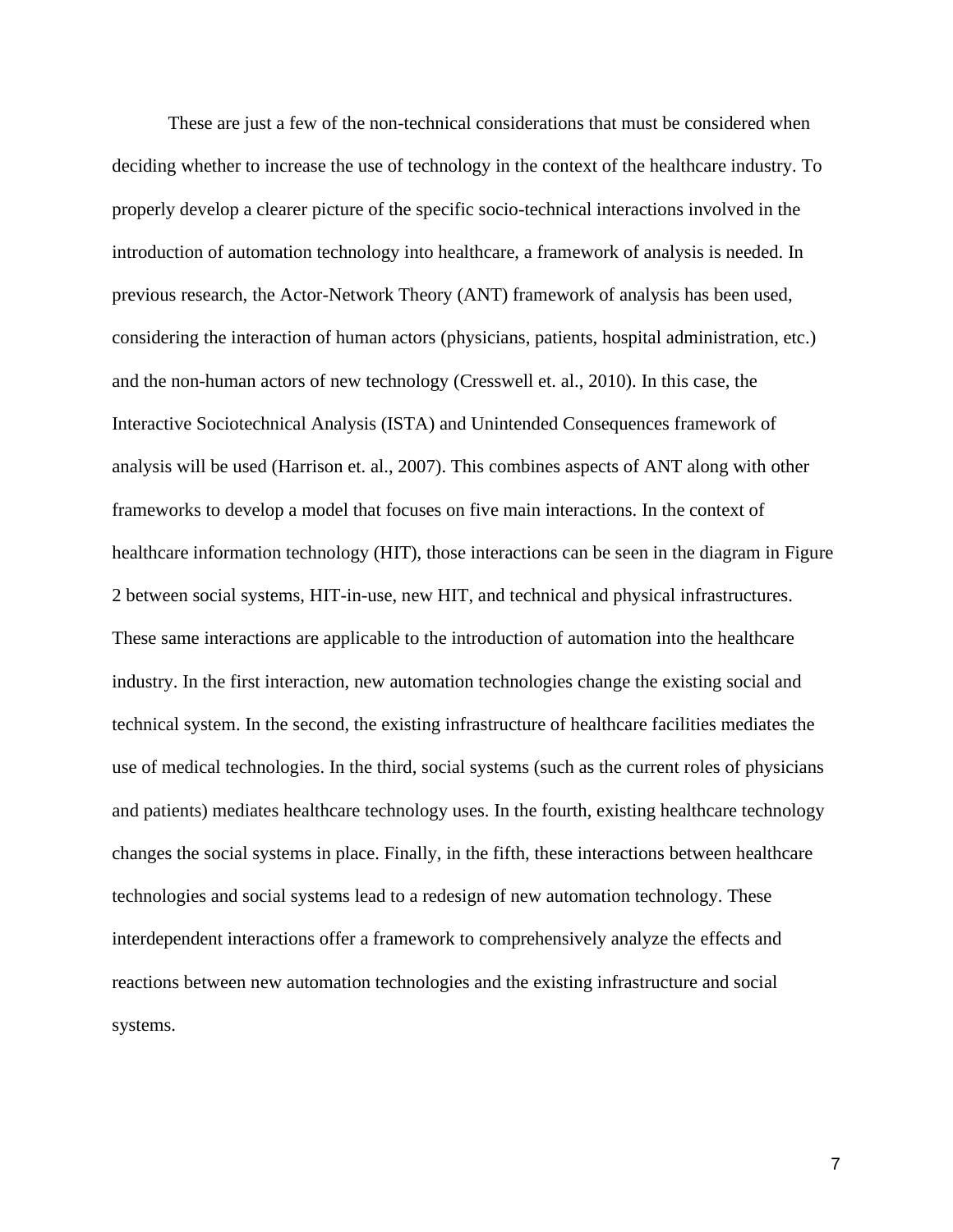These are just a few of the non-technical considerations that must be considered when deciding whether to increase the use of technology in the context of the healthcare industry. To properly develop a clearer picture of the specific socio-technical interactions involved in the introduction of automation technology into healthcare, a framework of analysis is needed. In previous research, the Actor-Network Theory (ANT) framework of analysis has been used, considering the interaction of human actors (physicians, patients, hospital administration, etc.) and the non-human actors of new technology (Cresswell et. al., 2010). In this case, the Interactive Sociotechnical Analysis (ISTA) and Unintended Consequences framework of analysis will be used (Harrison et. al., 2007). This combines aspects of ANT along with other frameworks to develop a model that focuses on five main interactions. In the context of healthcare information technology (HIT), those interactions can be seen in the diagram in Figure 2 between social systems, HIT-in-use, new HIT, and technical and physical infrastructures. These same interactions are applicable to the introduction of automation into the healthcare industry. In the first interaction, new automation technologies change the existing social and technical system. In the second, the existing infrastructure of healthcare facilities mediates the use of medical technologies. In the third, social systems (such as the current roles of physicians and patients) mediates healthcare technology uses. In the fourth, existing healthcare technology changes the social systems in place. Finally, in the fifth, these interactions between healthcare technologies and social systems lead to a redesign of new automation technology. These interdependent interactions offer a framework to comprehensively analyze the effects and reactions between new automation technologies and the existing infrastructure and social systems.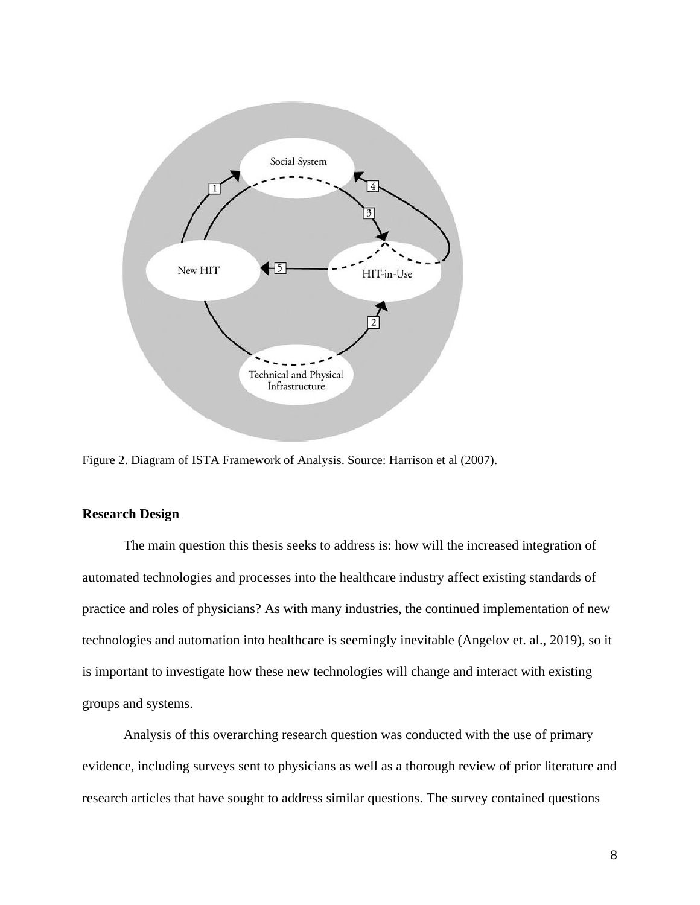Figure 2. Diagram of ISTA Framework of Analysis. Source: Harrison et al (2007).

## Research Design

The main question this thesis seeks to address is: how will the increased integration of automated technologies and processes into the healthcare industry affect existing standards of practice and roles of physicians? As with many industries, the continued implementation of new technologies and automation into healthcare is seemingly inevitable (Angelov et. al., 2019), so it is important to investigate how these new technologies will change and interact with existing groups and systems.

Analysis of this overarching research question was conducted with the use of primary evidence, including surveys sent to physicians as well as a thorough review of prior literature and research articles that have sought to address similar questions. The survey contained questions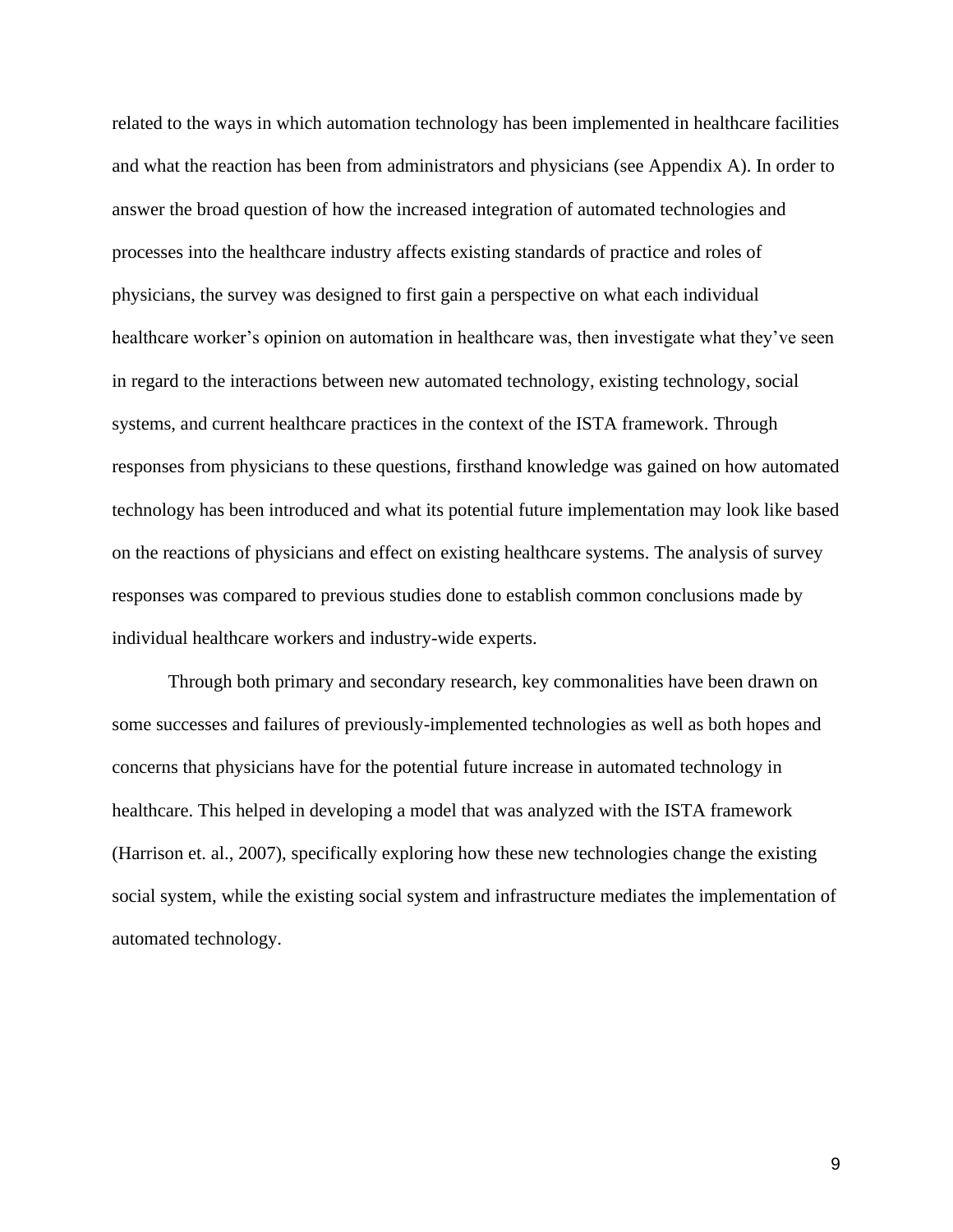related to the ways in which automation technology has been implemented in healthcare facilities and what the reaction has been from administrators and physicians (see Appendix A). In order to answer the broad question of how the increased integration of automated technologies and processes into the healthcare industry affects existing standards of practice and roles of physicians, the survey was designed to first gain a perspective on what each individual healthcare worker's opinion on automation in healthcare was, then investigate what they've seen in regard to the interactions between new automated technology, existing technology, social systems, and current healthcare practices in the context of the ISTA framework. Through responses from physicians to these questions, firsthand knowledge was gained on how automated technology has been introduced and what its potential future implementation may look like based on the reactions of physicians and effect on existing healthcare systems. The analysis of survey responses was compared to previous studies done to establish common conclusions made by individual healthcare workers and industry-wide experts.

Through both primary and secondary research, key commonalities have been drawn on some successes and failures of previously-implemented technologies as well as both hopes and concerns that physicians have for the potential future increase in automated technology in healthcare. This helped in developing a model that was analyzed with the ISTA framework (Harrison et. al., 2007), specifically exploring how these new technologies change the existing social system, while the existing social system and infrastructure mediates the implementation of automated technology.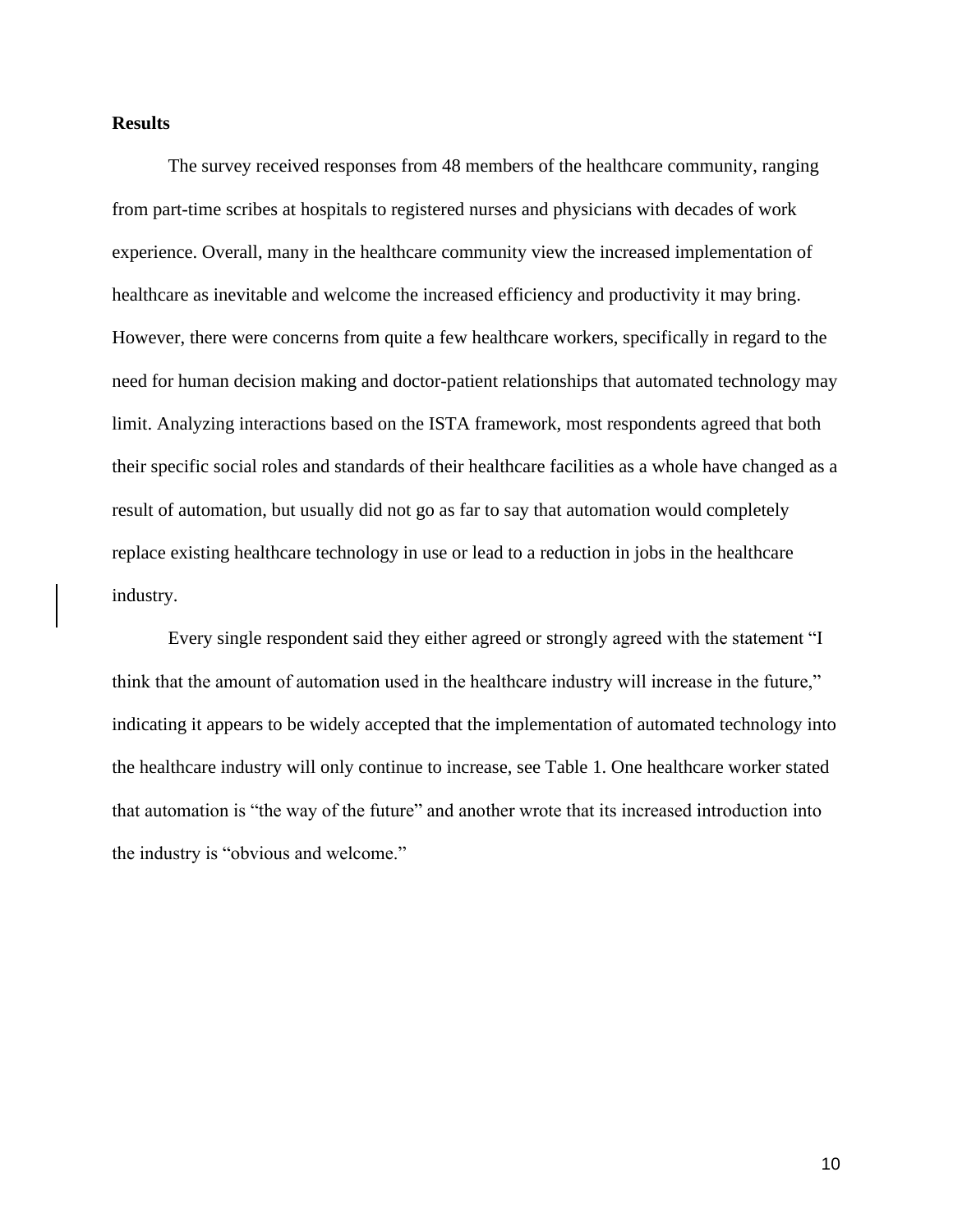**Results**

The survey received responses from 48 members of the healthcare community, ranging from part-time scribes at hospitals to registered nurses and physicians with decades of work experience. Overall, many in the healthcare community view the increased implementation of healthcare as inevitable and welcome the increased efficiency and productivity it may bring. However, there were concerns from quite a few healthcare workers, specifically in regard to the need for human decision making and doctor-patient relationships that automated technology may limit. Analyzing interactions based on the ISTA framework, most respondents agreed that both their specific social roles and standards of their healthcare facilities as a whole have changed as a result of automation, but usually did not go as far to say that automation would completely replace existing healthcare technology in use or lead to a reduction in jobs in the healthcare industry.

Every single respondent said they either agreed or strongly agreed with the statement "I think that the amount of automation used in the healthcare industry will increase in the future," indicating it appears to be widely accepted that the implementation of automated technology into the healthcare industry will only continue to increase, see Table 1. One healthcare worker stated that automation is "the way of the future" and another wrote that its increased introduction into the industry is "obvious and welcome."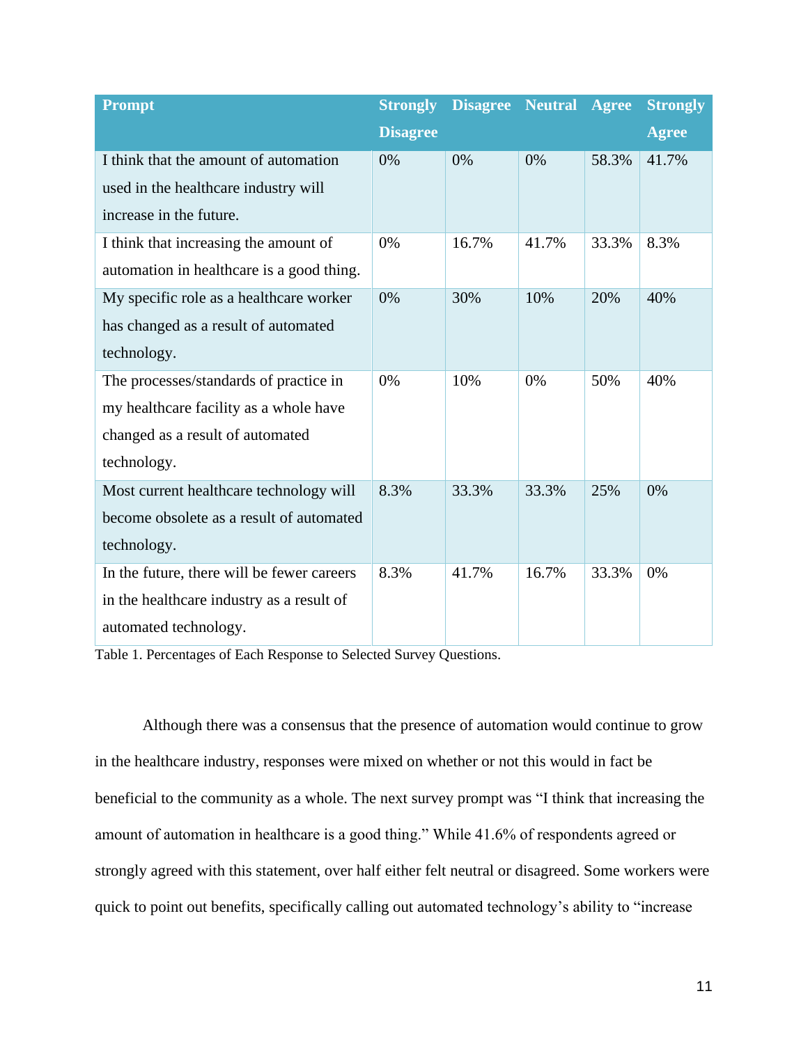| Prompt | Strongly Disagree | Disagree | Neutral | Agree | Strongly Agree |
|---|---|---|---|---|---|
| I think that the amount of automation used in the healthcare industry will increase in the future. | 0% | 0% | 0% | 58.3% | 41.7% |
| I think that increasing the amount of automation in healthcare is a good thing. | 0% | 16.7% | 41.7% | 33.3% | 8.3% |
| My specific role as a healthcare worker has changed as a result of automated technology. | 0% | 30% | 10% | 20% | 40% |
| The processes/standards of practice in my healthcare facility as a whole have changed as a result of automated technology. | 0% | 10% | 0% | 50% | 40% |
| Most current healthcare technology will become obsolete as a result of automated technology. | 8.3% | 33.3% | 33.3% | 25% | 0% |
| In the future, there will be fewer careers in the healthcare industry as a result of automated technology. | 8.3% | 41.7% | 16.7% | 33.3% | 0% |

Table 1. Percentages of Each Response to Selected Survey Questions.

Although there was a consensus that the presence of automation would continue to grow in the healthcare industry, responses were mixed on whether or not this would in fact be beneficial to the community as a whole. The next survey prompt was "I think that increasing the amount of automation in healthcare is a good thing." While 41.6% of respondents agreed or strongly agreed with this statement, over half either felt neutral or disagreed. Some workers were quick to point out benefits, specifically calling out automated technology's ability to "increase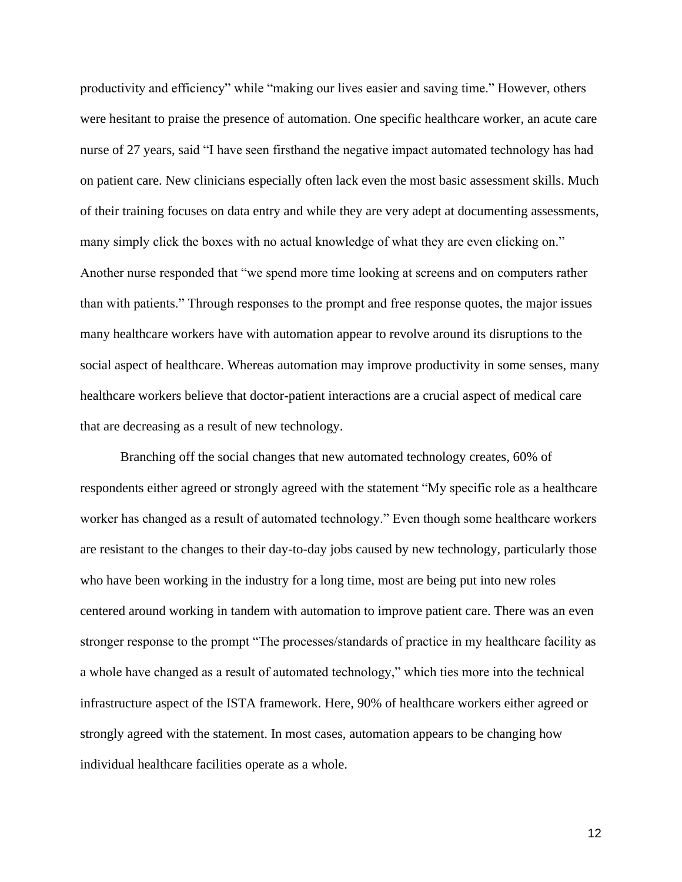productivity and efficiency" while "making our lives easier and saving time." However, others were hesitant to praise the presence of automation. One specific healthcare worker, an acute care nurse of 27 years, said "I have seen firsthand the negative impact automated technology has had on patient care. New clinicians especially often lack even the most basic assessment skills. Much of their training focuses on data entry and while they are very adept at documenting assessments, many simply click the boxes with no actual knowledge of what they are even clicking on." Another nurse responded that "we spend more time looking at screens and on computers rather than with patients." Through responses to the prompt and free response quotes, the major issues many healthcare workers have with automation appear to revolve around its disruptions to the social aspect of healthcare. Whereas automation may improve productivity in some senses, many healthcare workers believe that doctor-patient interactions are a crucial aspect of medical care that are decreasing as a result of new technology.

Branching off the social changes that new automated technology creates, 60% of respondents either agreed or strongly agreed with the statement "My specific role as a healthcare worker has changed as a result of automated technology." Even though some healthcare workers are resistant to the changes to their day-to-day jobs caused by new technology, particularly those who have been working in the industry for a long time, most are being put into new roles centered around working in tandem with automation to improve patient care. There was an even stronger response to the prompt "The processes/standards of practice in my healthcare facility as a whole have changed as a result of automated technology," which ties more into the technical infrastructure aspect of the ISTA framework. Here, 90% of healthcare workers either agreed or strongly agreed with the statement. In most cases, automation appears to be changing how individual healthcare facilities operate as a whole.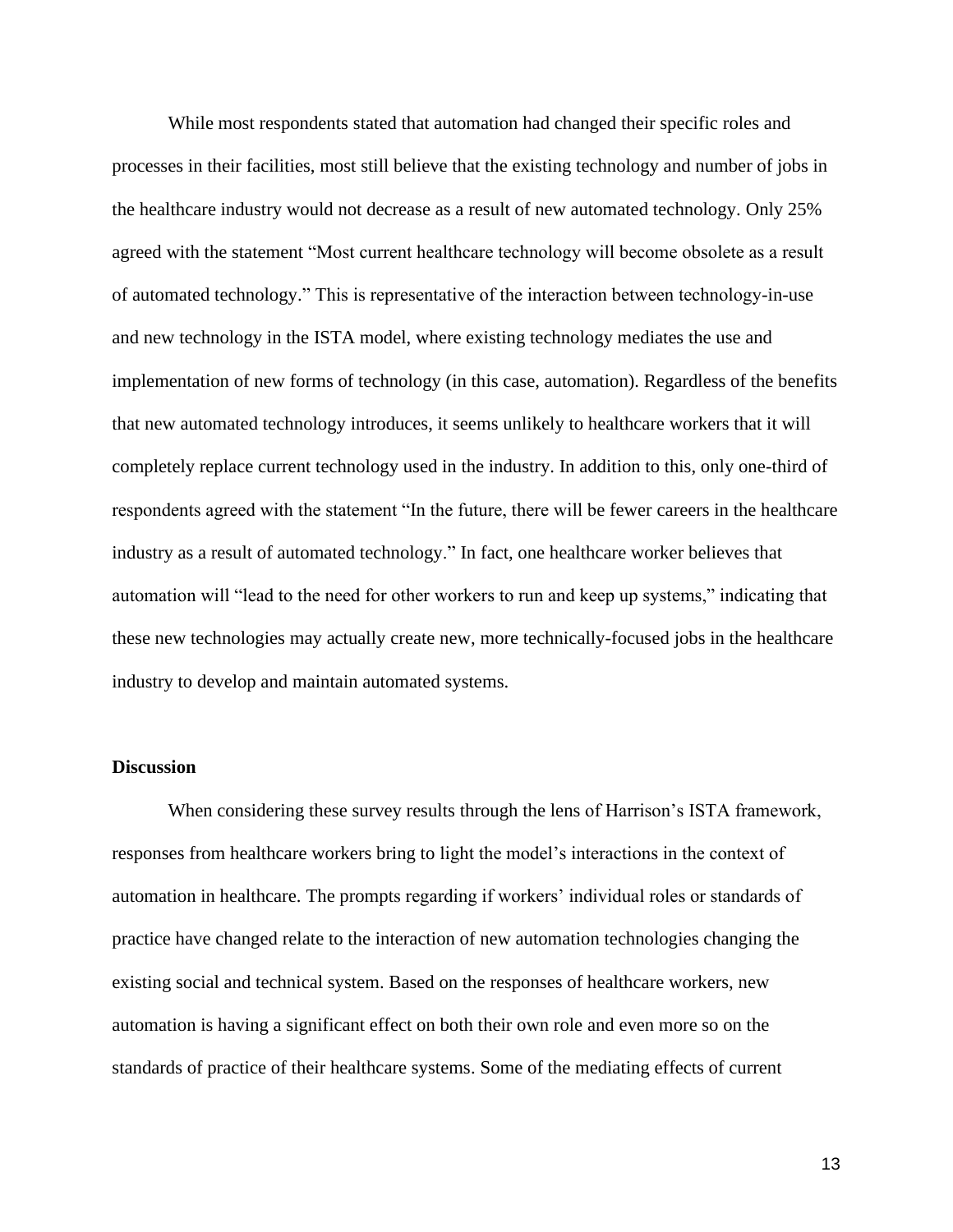While most respondents stated that automation had changed their specific roles and processes in their facilities, most still believe that the existing technology and number of jobs in the healthcare industry would not decrease as a result of new automated technology. Only 25% agreed with the statement "Most current healthcare technology will become obsolete as a result of automated technology." This is representative of the interaction between technology-in-use and new technology in the ISTA model, where existing technology mediates the use and implementation of new forms of technology (in this case, automation). Regardless of the benefits that new automated technology introduces, it seems unlikely to healthcare workers that it will completely replace current technology used in the industry. In addition to this, only one-third of respondents agreed with the statement "In the future, there will be fewer careers in the healthcare industry as a result of automated technology." In fact, one healthcare worker believes that automation will "lead to the need for other workers to run and keep up systems," indicating that these new technologies may actually create new, more technically-focused jobs in the healthcare industry to develop and maintain automated systems.

## Discussion

When considering these survey results through the lens of Harrison's ISTA framework, responses from healthcare workers bring to light the model's interactions in the context of automation in healthcare. The prompts regarding if workers' individual roles or standards of practice have changed relate to the interaction of new automation technologies changing the existing social and technical system. Based on the responses of healthcare workers, new automation is having a significant effect on both their own role and even more so on the standards of practice of their healthcare systems. Some of the mediating effects of current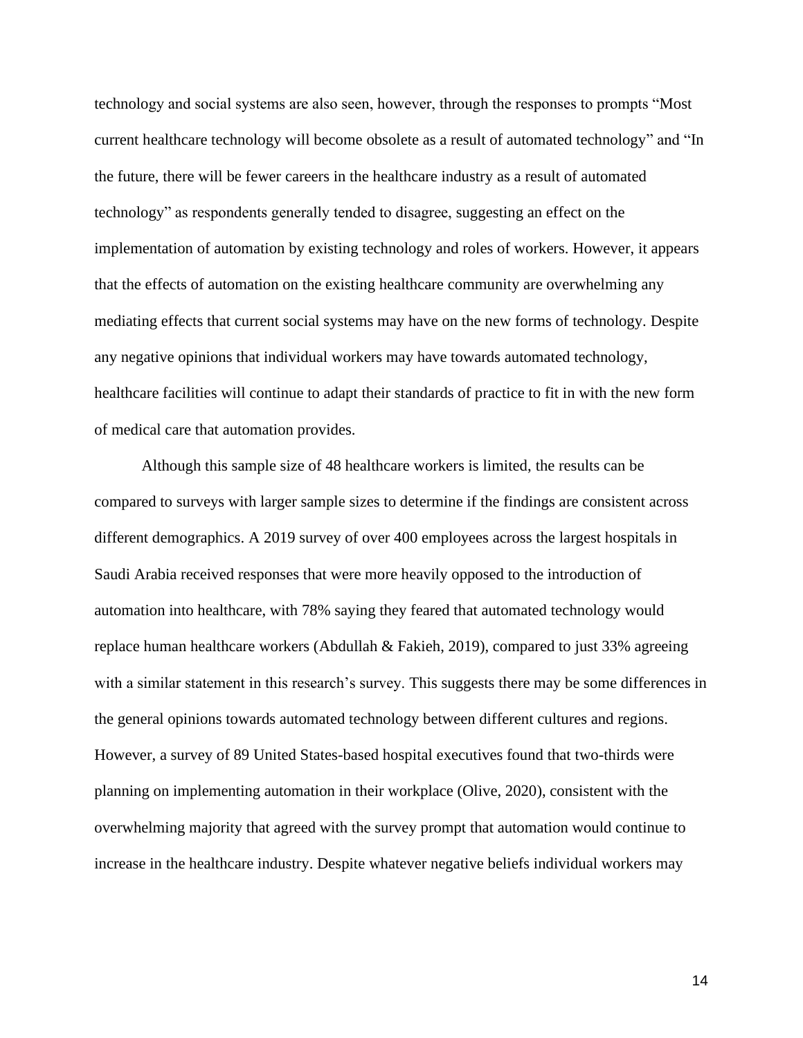technology and social systems are also seen, however, through the responses to prompts "Most current healthcare technology will become obsolete as a result of automated technology" and "In the future, there will be fewer careers in the healthcare industry as a result of automated technology" as respondents generally tended to disagree, suggesting an effect on the implementation of automation by existing technology and roles of workers. However, it appears that the effects of automation on the existing healthcare community are overwhelming any mediating effects that current social systems may have on the new forms of technology. Despite any negative opinions that individual workers may have towards automated technology, healthcare facilities will continue to adapt their standards of practice to fit in with the new form of medical care that automation provides.

Although this sample size of 48 healthcare workers is limited, the results can be compared to surveys with larger sample sizes to determine if the findings are consistent across different demographics. A 2019 survey of over 400 employees across the largest hospitals in Saudi Arabia received responses that were more heavily opposed to the introduction of automation into healthcare, with 78% saying they feared that automated technology would replace human healthcare workers (Abdullah & Fakieh, 2019), compared to just 33% agreeing with a similar statement in this research's survey. This suggests there may be some differences in the general opinions towards automated technology between different cultures and regions. However, a survey of 89 United States-based hospital executives found that two-thirds were planning on implementing automation in their workplace (Olive, 2020), consistent with the overwhelming majority that agreed with the survey prompt that automation would continue to increase in the healthcare industry. Despite whatever negative beliefs individual workers may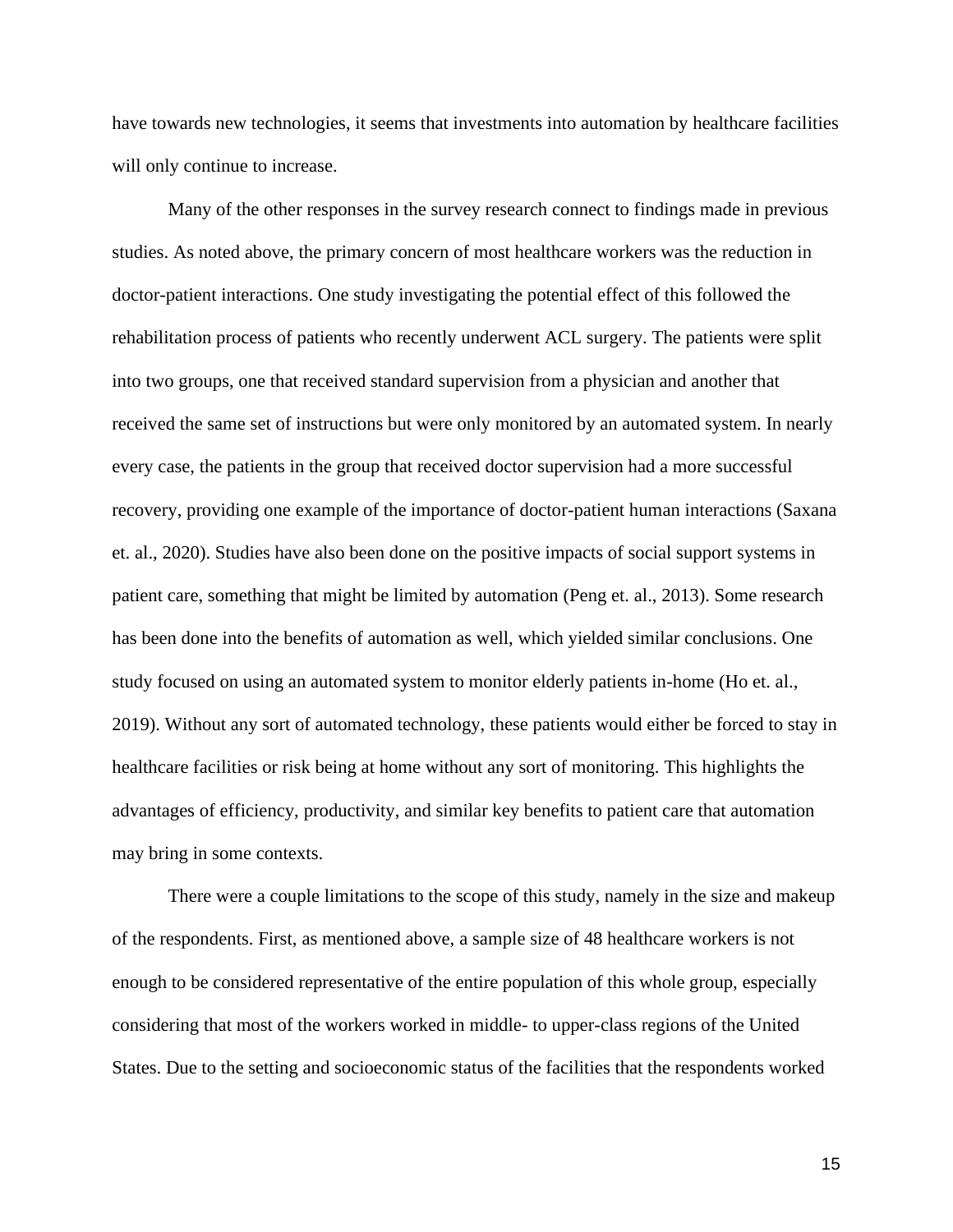have towards new technologies, it seems that investments into automation by healthcare facilities will only continue to increase.

Many of the other responses in the survey research connect to findings made in previous studies. As noted above, the primary concern of most healthcare workers was the reduction in doctor-patient interactions. One study investigating the potential effect of this followed the rehabilitation process of patients who recently underwent ACL surgery. The patients were split into two groups, one that received standard supervision from a physician and another that received the same set of instructions but were only monitored by an automated system. In nearly every case, the patients in the group that received doctor supervision had a more successful recovery, providing one example of the importance of doctor-patient human interactions (Saxana et. al., 2020). Studies have also been done on the positive impacts of social support systems in patient care, something that might be limited by automation (Peng et. al., 2013). Some research has been done into the benefits of automation as well, which yielded similar conclusions. One study focused on using an automated system to monitor elderly patients in-home (Ho et. al., 2019). Without any sort of automated technology, these patients would either be forced to stay in healthcare facilities or risk being at home without any sort of monitoring. This highlights the advantages of efficiency, productivity, and similar key benefits to patient care that automation may bring in some contexts.

There were a couple limitations to the scope of this study, namely in the size and makeup of the respondents. First, as mentioned above, a sample size of 48 healthcare workers is not enough to be considered representative of the entire population of this whole group, especially considering that most of the workers worked in middle- to upper-class regions of the United States. Due to the setting and socioeconomic status of the facilities that the respondents worked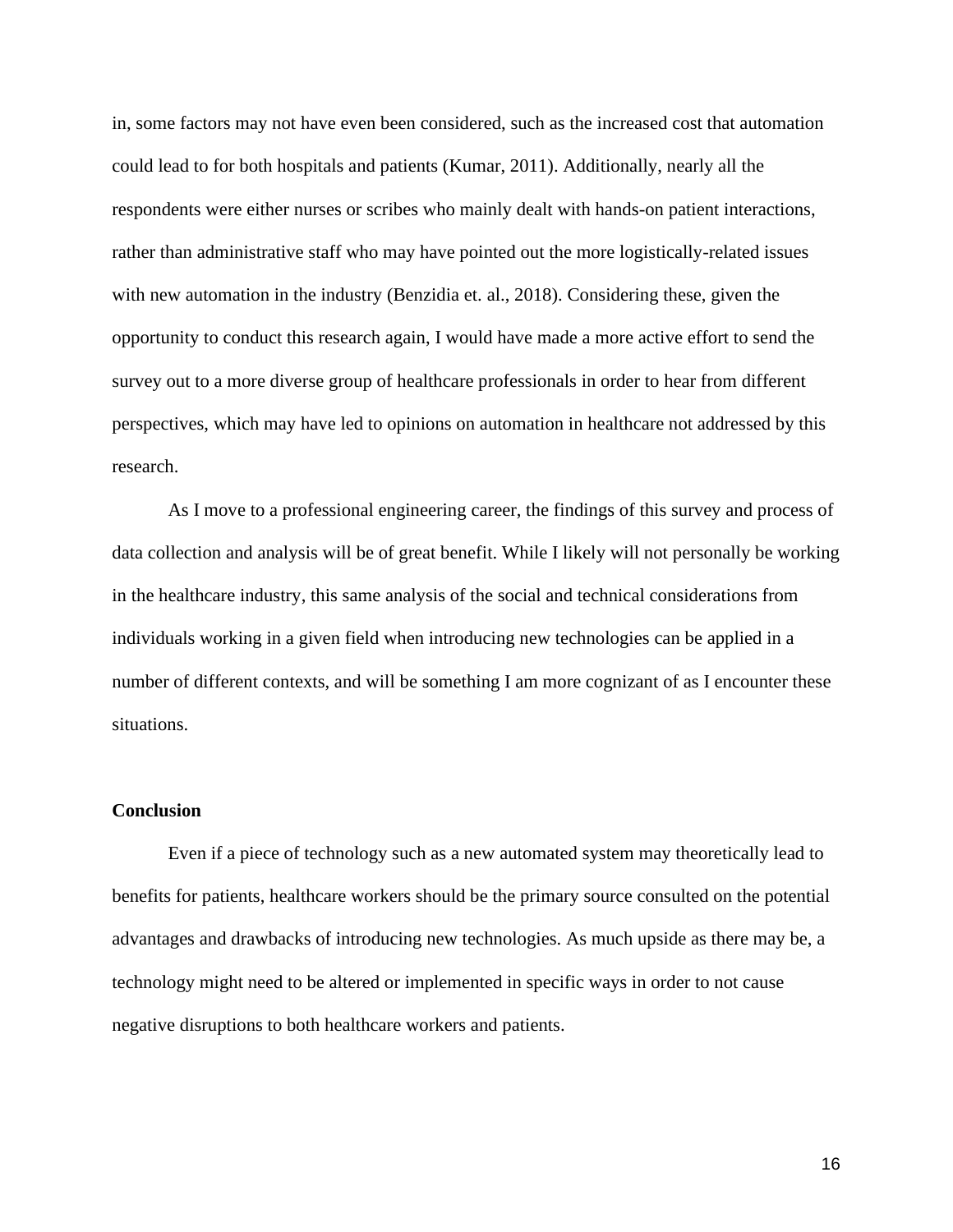in, some factors may not have even been considered, such as the increased cost that automation could lead to for both hospitals and patients (Kumar, 2011). Additionally, nearly all the respondents were either nurses or scribes who mainly dealt with hands-on patient interactions, rather than administrative staff who may have pointed out the more logistically-related issues with new automation in the industry (Benzidia et. al., 2018). Considering these, given the opportunity to conduct this research again, I would have made a more active effort to send the survey out to a more diverse group of healthcare professionals in order to hear from different perspectives, which may have led to opinions on automation in healthcare not addressed by this research.

As I move to a professional engineering career, the findings of this survey and process of data collection and analysis will be of great benefit. While I likely will not personally be working in the healthcare industry, this same analysis of the social and technical considerations from individuals working in a given field when introducing new technologies can be applied in a number of different contexts, and will be something I am more cognizant of as I encounter these situations.

**Conclusion**

Even if a piece of technology such as a new automated system may theoretically lead to benefits for patients, healthcare workers should be the primary source consulted on the potential advantages and drawbacks of introducing new technologies. As much upside as there may be, a technology might need to be altered or implemented in specific ways in order to not cause negative disruptions to both healthcare workers and patients.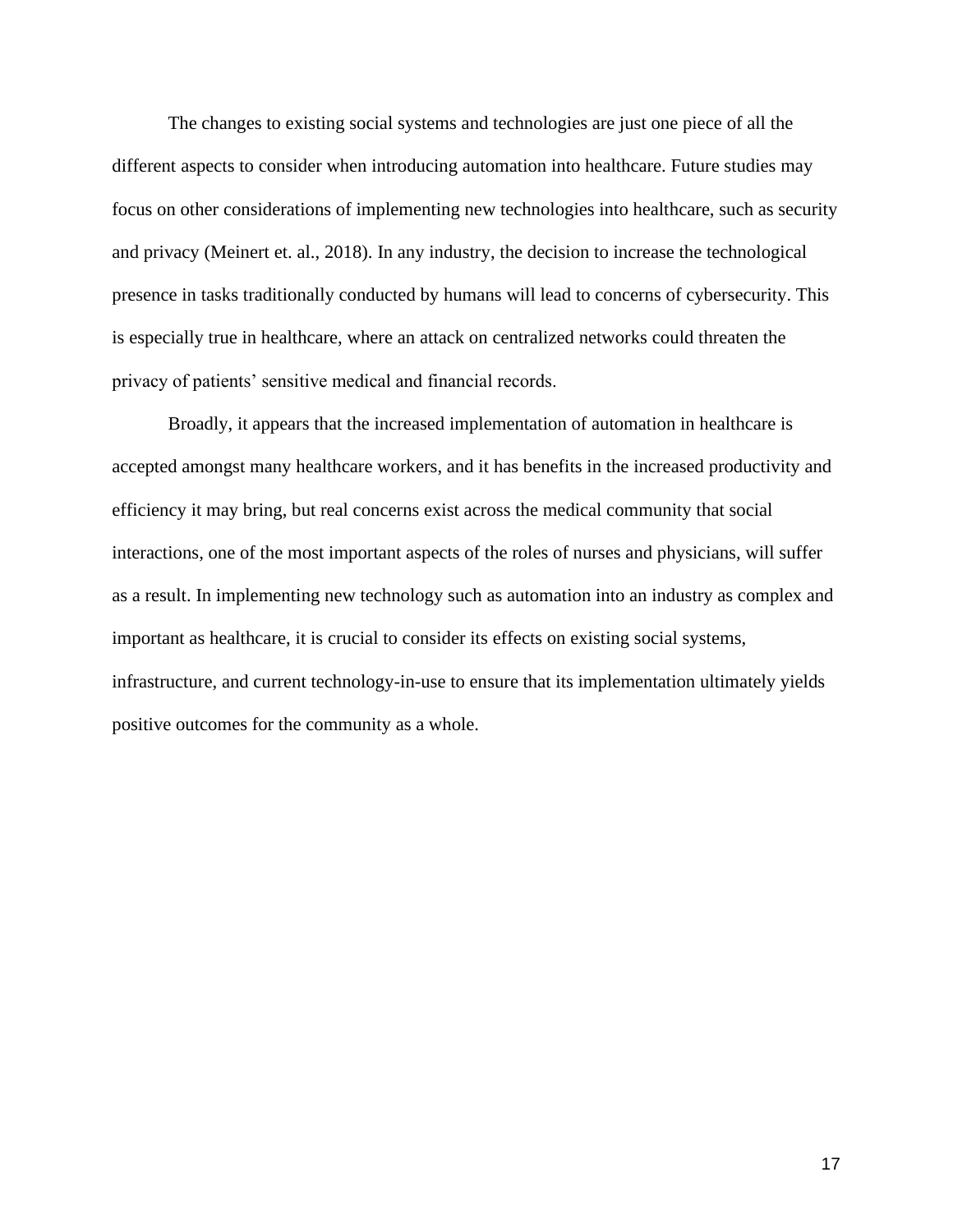The changes to existing social systems and technologies are just one piece of all the different aspects to consider when introducing automation into healthcare. Future studies may focus on other considerations of implementing new technologies into healthcare, such as security and privacy (Meinert et. al., 2018). In any industry, the decision to increase the technological presence in tasks traditionally conducted by humans will lead to concerns of cybersecurity. This is especially true in healthcare, where an attack on centralized networks could threaten the privacy of patients' sensitive medical and financial records.

Broadly, it appears that the increased implementation of automation in healthcare is accepted amongst many healthcare workers, and it has benefits in the increased productivity and efficiency it may bring, but real concerns exist across the medical community that social interactions, one of the most important aspects of the roles of nurses and physicians, will suffer as a result. In implementing new technology such as automation into an industry as complex and important as healthcare, it is crucial to consider its effects on existing social systems, infrastructure, and current technology-in-use to ensure that its implementation ultimately yields positive outcomes for the community as a whole.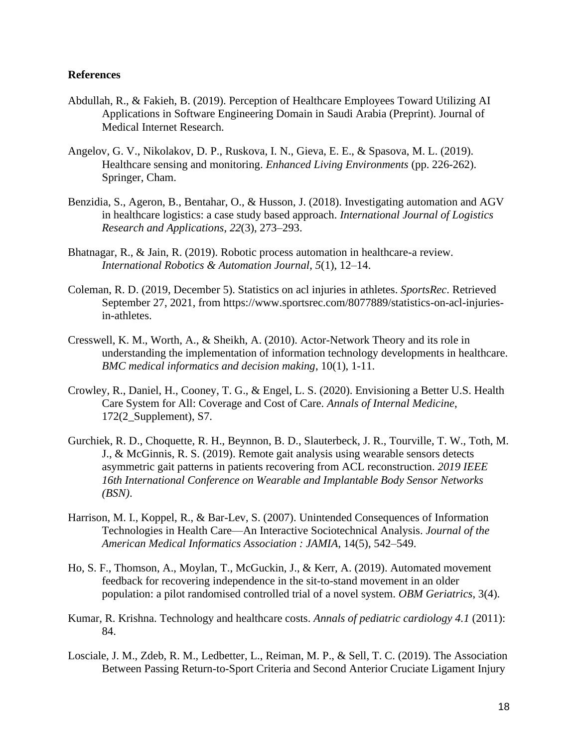**References**

Abdullah, R., & Fakieh, B. (2019). Perception of Healthcare Employees Toward Utilizing AI Applications in Software Engineering Domain in Saudi Arabia (Preprint). Journal of Medical Internet Research.

Angelov, G. V., Nikolakov, D. P., Ruskova, I. N., Gieva, E. E., & Spasova, M. L. (2019). Healthcare sensing and monitoring. *Enhanced Living Environments* (pp. 226-262). Springer, Cham.

Benzidia, S., Ageron, B., Bentahar, O., & Husson, J. (2018). Investigating automation and AGV in healthcare logistics: a case study based approach. *International Journal of Logistics Research and Applications*, *22*(3), 273–293.

Bhatnagar, R., & Jain, R. (2019). Robotic process automation in healthcare-a review. *International Robotics & Automation Journal*, *5*(1), 12–14.

Coleman, R. D. (2019, December 5). Statistics on acl injuries in athletes. *SportsRec*. Retrieved September 27, 2021, from https://www.sportsrec.com/8077889/statistics-on-acl-injuries-in-athletes.

Cresswell, K. M., Worth, A., & Sheikh, A. (2010). Actor-Network Theory and its role in understanding the implementation of information technology developments in healthcare. *BMC medical informatics and decision making*, 10(1), 1-11.

Crowley, R., Daniel, H., Cooney, T. G., & Engel, L. S. (2020). Envisioning a Better U.S. Health Care System for All: Coverage and Cost of Care. *Annals of Internal Medicine*, 172(2_Supplement), S7.

Gurchiek, R. D., Choquette, R. H., Beynnon, B. D., Slauterbeck, J. R., Tourville, T. W., Toth, M. J., & McGinnis, R. S. (2019). Remote gait analysis using wearable sensors detects asymmetric gait patterns in patients recovering from ACL reconstruction. *2019 IEEE 16th International Conference on Wearable and Implantable Body Sensor Networks (BSN)*.

Harrison, M. I., Koppel, R., & Bar-Lev, S. (2007). Unintended Consequences of Information Technologies in Health Care—An Interactive Sociotechnical Analysis. *Journal of the American Medical Informatics Association : JAMIA*, 14(5), 542–549.

Ho, S. F., Thomson, A., Moylan, T., McGuckin, J., & Kerr, A. (2019). Automated movement feedback for recovering independence in the sit-to-stand movement in an older population: a pilot randomised controlled trial of a novel system. *OBM Geriatrics*, 3(4).

Kumar, R. Krishna. Technology and healthcare costs. *Annals of pediatric cardiology 4.1* (2011): 84.

Losciale, J. M., Zdeb, R. M., Ledbetter, L., Reiman, M. P., & Sell, T. C. (2019). The Association Between Passing Return-to-Sport Criteria and Second Anterior Cruciate Ligament Injury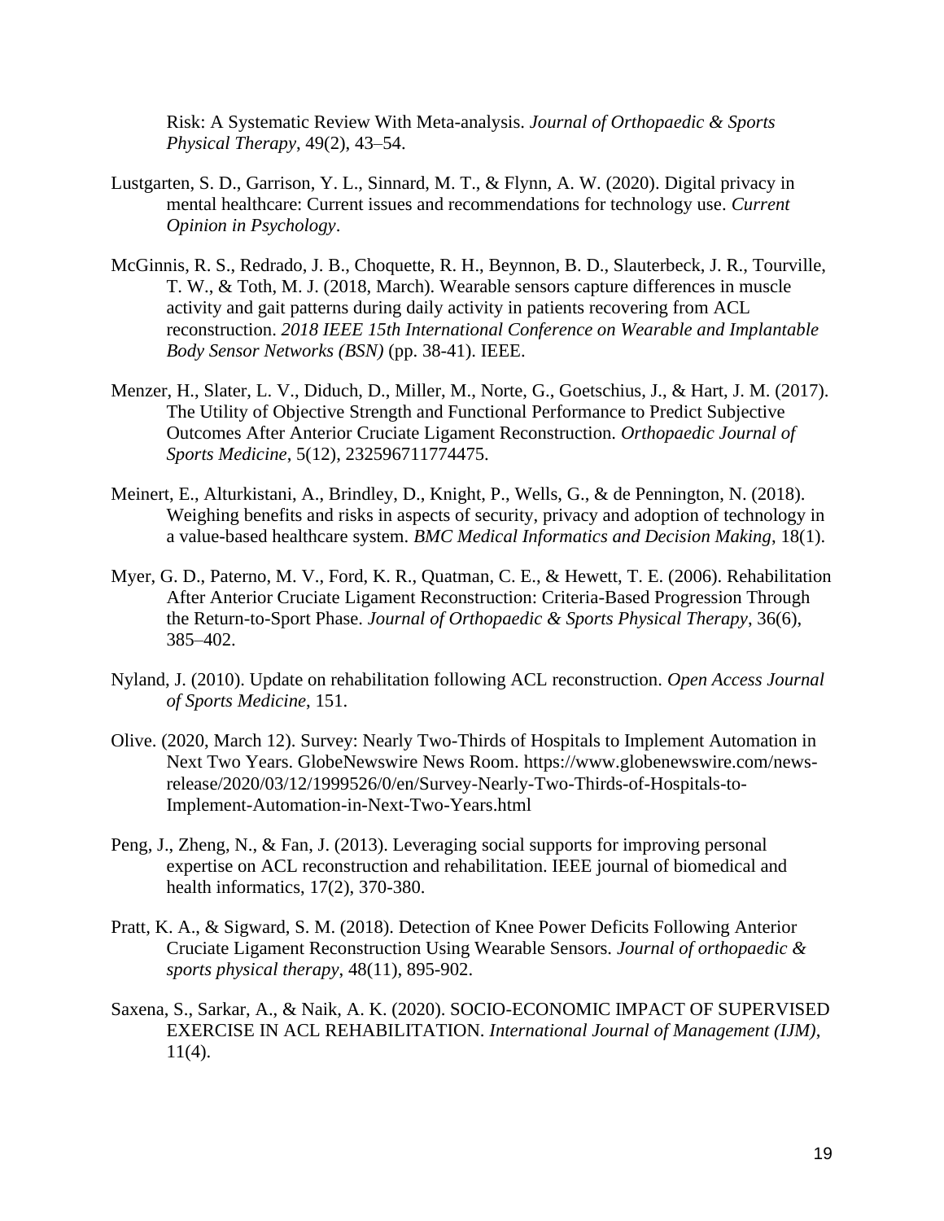Risk: A Systematic Review With Meta-analysis. *Journal of Orthopaedic & Sports Physical Therapy*, 49(2), 43–54.

Lustgarten, S. D., Garrison, Y. L., Sinnard, M. T., & Flynn, A. W. (2020). Digital privacy in mental healthcare: Current issues and recommendations for technology use. *Current Opinion in Psychology*.

McGinnis, R. S., Redrado, J. B., Choquette, R. H., Beynnon, B. D., Slauterbeck, J. R., Tourville, T. W., & Toth, M. J. (2018, March). Wearable sensors capture differences in muscle activity and gait patterns during daily activity in patients recovering from ACL reconstruction. *2018 IEEE 15th International Conference on Wearable and Implantable Body Sensor Networks (BSN)* (pp. 38-41). IEEE.

Menzer, H., Slater, L. V., Diduch, D., Miller, M., Norte, G., Goetschius, J., & Hart, J. M. (2017). The Utility of Objective Strength and Functional Performance to Predict Subjective Outcomes After Anterior Cruciate Ligament Reconstruction. *Orthopaedic Journal of Sports Medicine*, 5(12), 232596711774475.

Meinert, E., Alturkistani, A., Brindley, D., Knight, P., Wells, G., & de Pennington, N. (2018). Weighing benefits and risks in aspects of security, privacy and adoption of technology in a value-based healthcare system. *BMC Medical Informatics and Decision Making*, 18(1).

Myer, G. D., Paterno, M. V., Ford, K. R., Quatman, C. E., & Hewett, T. E. (2006). Rehabilitation After Anterior Cruciate Ligament Reconstruction: Criteria-Based Progression Through the Return-to-Sport Phase. *Journal of Orthopaedic & Sports Physical Therapy*, 36(6), 385–402.

Nyland, J. (2010). Update on rehabilitation following ACL reconstruction. *Open Access Journal of Sports Medicine*, 151.

Olive. (2020, March 12). Survey: Nearly Two-Thirds of Hospitals to Implement Automation in Next Two Years. GlobeNewswire News Room. https://www.globenewswire.com/news-release/2020/03/12/1999526/0/en/Survey-Nearly-Two-Thirds-of-Hospitals-to-Implement-Automation-in-Next-Two-Years.html

Peng, J., Zheng, N., & Fan, J. (2013). Leveraging social supports for improving personal expertise on ACL reconstruction and rehabilitation. IEEE journal of biomedical and health informatics, 17(2), 370-380.

Pratt, K. A., & Sigward, S. M. (2018). Detection of Knee Power Deficits Following Anterior Cruciate Ligament Reconstruction Using Wearable Sensors. *Journal of orthopaedic & sports physical therapy*, 48(11), 895-902.

Saxena, S., Sarkar, A., & Naik, A. K. (2020). SOCIO-ECONOMIC IMPACT OF SUPERVISED EXERCISE IN ACL REHABILITATION. *International Journal of Management (IJM)*, 11(4).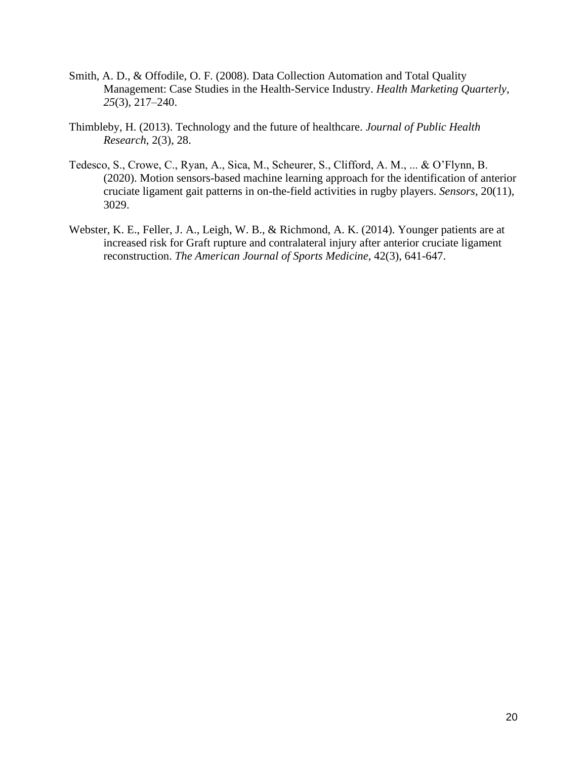Smith, A. D., & Offodile, O. F. (2008). Data Collection Automation and Total Quality Management: Case Studies in the Health-Service Industry. *Health Marketing Quarterly*, *25*(3), 217–240.

Thimbleby, H. (2013). Technology and the future of healthcare. *Journal of Public Health Research*, 2(3), 28.

Tedesco, S., Crowe, C., Ryan, A., Sica, M., Scheurer, S., Clifford, A. M., ... & O'Flynn, B. (2020). Motion sensors-based machine learning approach for the identification of anterior cruciate ligament gait patterns in on-the-field activities in rugby players. *Sensors*, 20(11), 3029.

Webster, K. E., Feller, J. A., Leigh, W. B., & Richmond, A. K. (2014). Younger patients are at increased risk for Graft rupture and contralateral injury after anterior cruciate ligament reconstruction. *The American Journal of Sports Medicine*, 42(3), 641-647.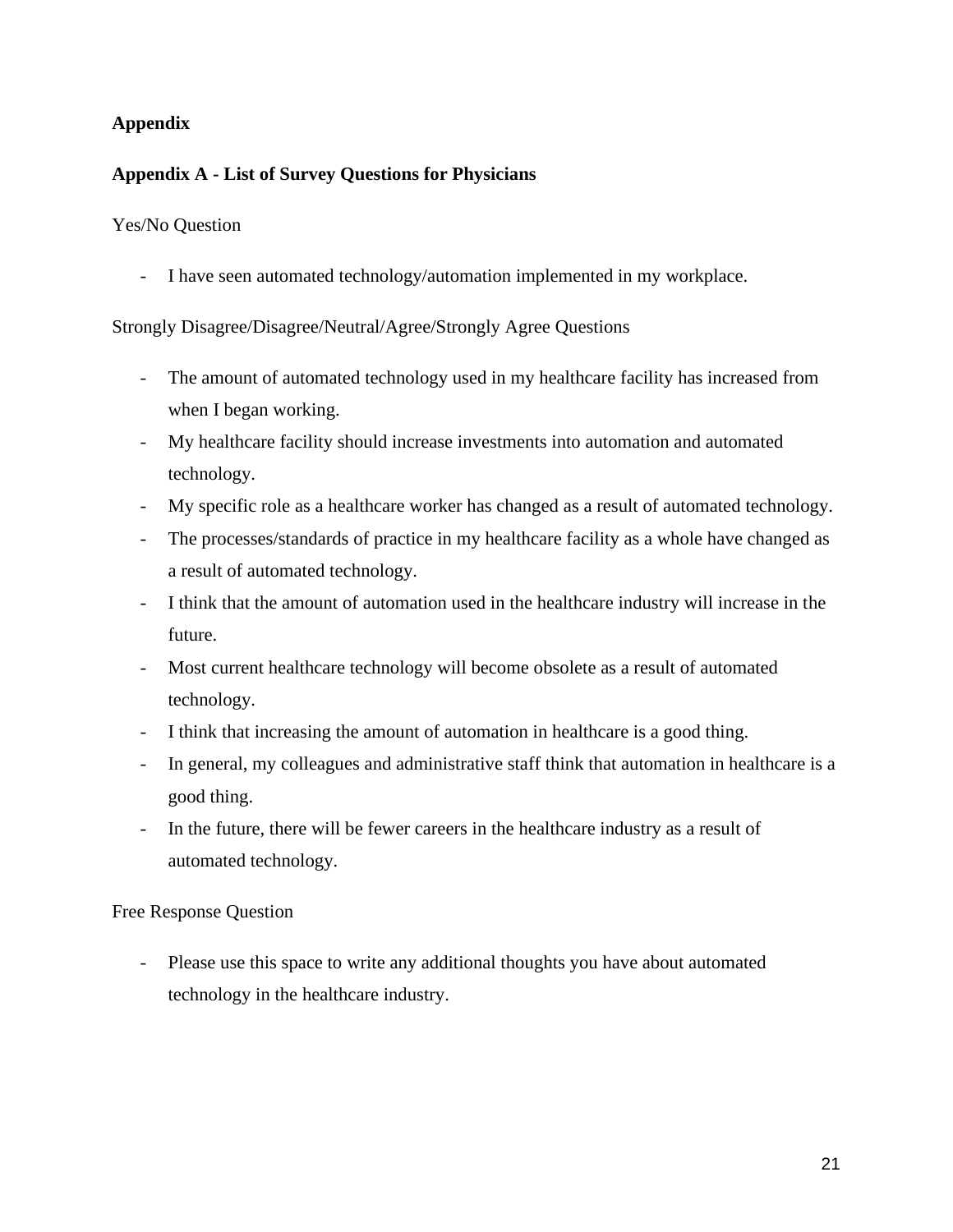## Appendix

### Appendix A - List of Survey Questions for Physicians

Yes/No Question

- I have seen automated technology/automation implemented in my workplace.

Strongly Disagree/Disagree/Neutral/Agree/Strongly Agree Questions

- The amount of automated technology used in my healthcare facility has increased from when I began working.
- My healthcare facility should increase investments into automation and automated technology.
- My specific role as a healthcare worker has changed as a result of automated technology.
- The processes/standards of practice in my healthcare facility as a whole have changed as a result of automated technology.
- I think that the amount of automation used in the healthcare industry will increase in the future.
- Most current healthcare technology will become obsolete as a result of automated technology.
- I think that increasing the amount of automation in healthcare is a good thing.
- In general, my colleagues and administrative staff think that automation in healthcare is a good thing.
- In the future, there will be fewer careers in the healthcare industry as a result of automated technology.

Free Response Question

- Please use this space to write any additional thoughts you have about automated technology in the healthcare industry.